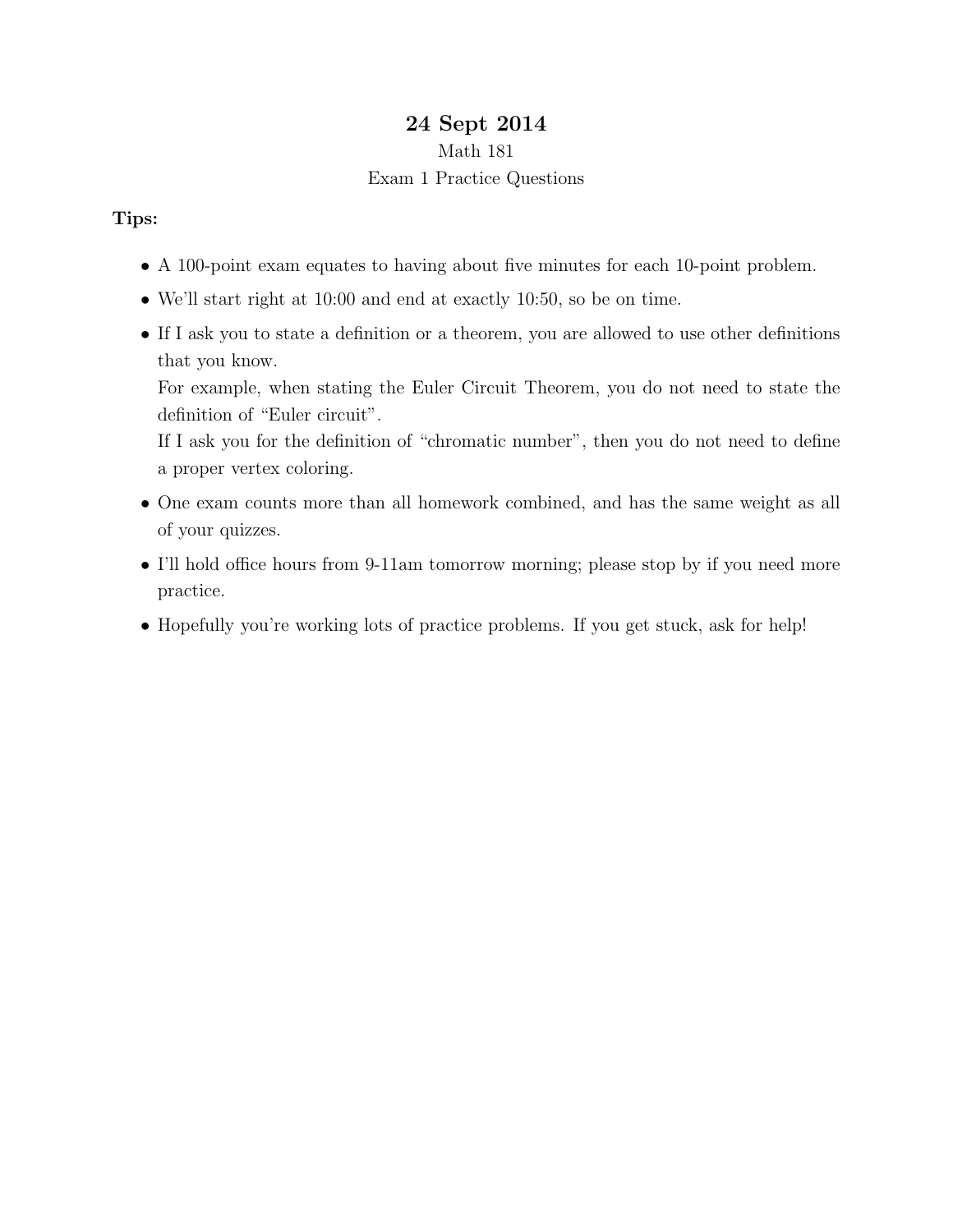# 24 Sept 2014

Math 181

Exam 1 Practice Questions

**Tips:**

- A 100-point exam equates to having about five minutes for each 10-point problem.
- We'll start right at 10:00 and end at exactly 10:50, so be on time.
- If I ask you to state a definition or a theorem, you are allowed to use other definitions that you know.
  For example, when stating the Euler Circuit Theorem, you do not need to state the definition of "Euler circuit".
  If I ask you for the definition of "chromatic number", then you do not need to define a proper vertex coloring.
- One exam counts more than all homework combined, and has the same weight as all of your quizzes.
- I'll hold office hours from 9-11am tomorrow morning; please stop by if you need more practice.
- Hopefully you're working lots of practice problems. If you get stuck, ask for help!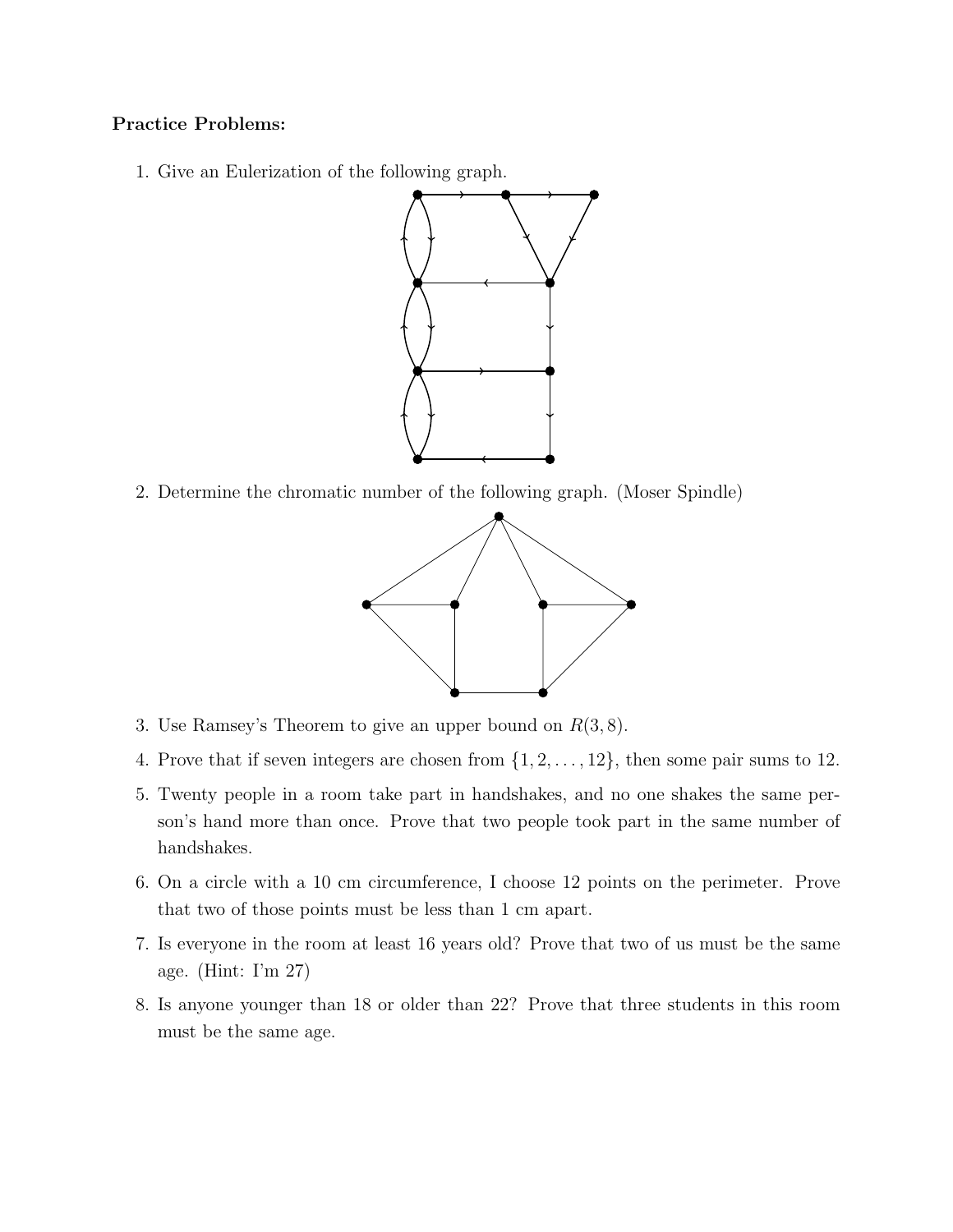**Practice Problems:**

1. Give an Eulerization of the following graph.

2. Determine the chromatic number of the following graph. (Moser Spindle)

3. Use Ramsey's Theorem to give an upper bound on $R(3, 8)$.

4. Prove that if seven integers are chosen from $\{1, 2, \ldots, 12\}$, then some pair sums to 12.

5. Twenty people in a room take part in handshakes, and no one shakes the same person's hand more than once. Prove that two people took part in the same number of handshakes.

6. On a circle with a 10 cm circumference, I choose 12 points on the perimeter. Prove that two of those points must be less than 1 cm apart.

7. Is everyone in the room at least 16 years old? Prove that two of us must be the same age. (Hint: I'm 27)

8. Is anyone younger than 18 or older than 22? Prove that three students in this room must be the same age.